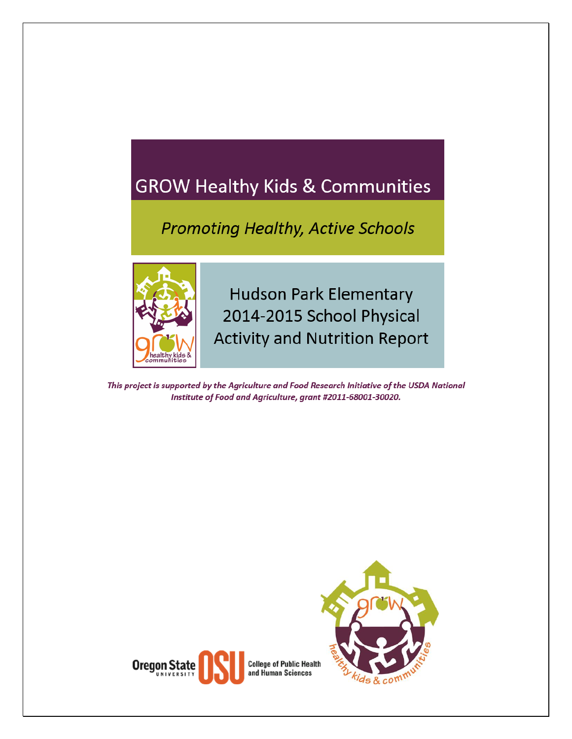# GROW Healthy Kids & Communities

## *Promoting Healthy, Active Schools*

## Hudson Park Elementary 2014-2015 School Physical Activity and Nutrition Report

***This project is supported by the Agriculture and Food Research Initiative of the USDA National Institute of Food and Agriculture, grant #2011-68001-30020.***

Oregon State University | College of Public Health and Human Sciences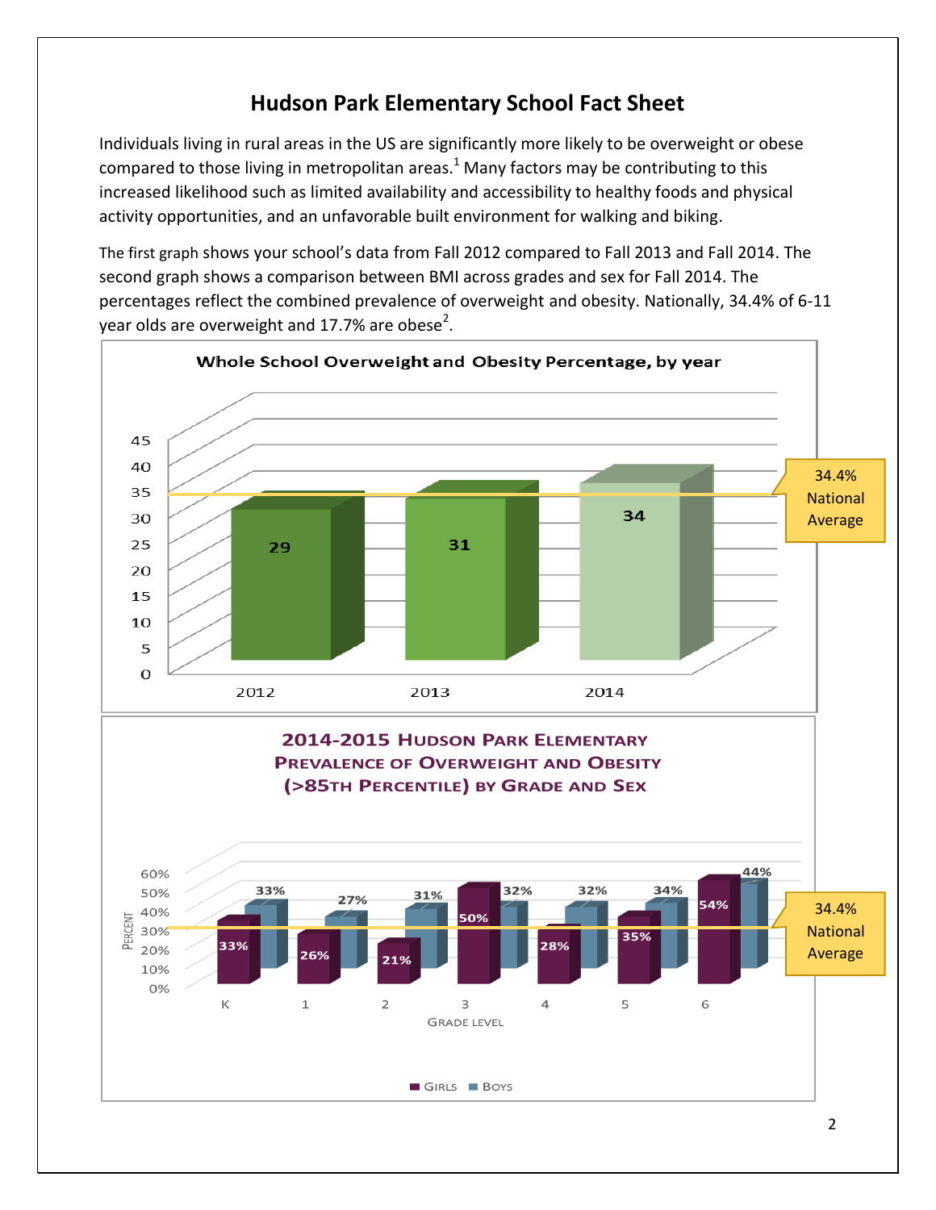# Hudson Park Elementary School Fact Sheet

Individuals living in rural areas in the US are significantly more likely to be overweight or obese compared to those living in metropolitan areas.[1] Many factors may be contributing to this increased likelihood such as limited availability and accessibility to healthy foods and physical activity opportunities, and an unfavorable built environment for walking and biking.

The first graph shows your school's data from Fall 2012 compared to Fall 2013 and Fall 2014. The second graph shows a comparison between BMI across grades and sex for Fall 2014. The percentages reflect the combined prevalence of overweight and obesity. Nationally, 34.4% of 6-11 year olds are overweight and 17.7% are obese[2].

**Whole School Overweight and Obesity Percentage, by year**

| Year | Percentage |
|---|---|
| 2012 | 29 |
| 2013 | 31 |
| 2014 | 34 |

34.4% National Average

**2014-2015 Hudson Park Elementary Prevalence of Overweight and Obesity (>85th Percentile) by Grade and Sex**

| Grade Level | Girls | Boys |
|---|---|---|
| K | 33% | 33% |
| 1 | 26% | 27% |
| 2 | 21% | 31% |
| 3 | 50% | 32% |
| 4 | 28% | 32% |
| 5 | 35% | 34% |
| 6 | 54% | 44% |

34.4% National Average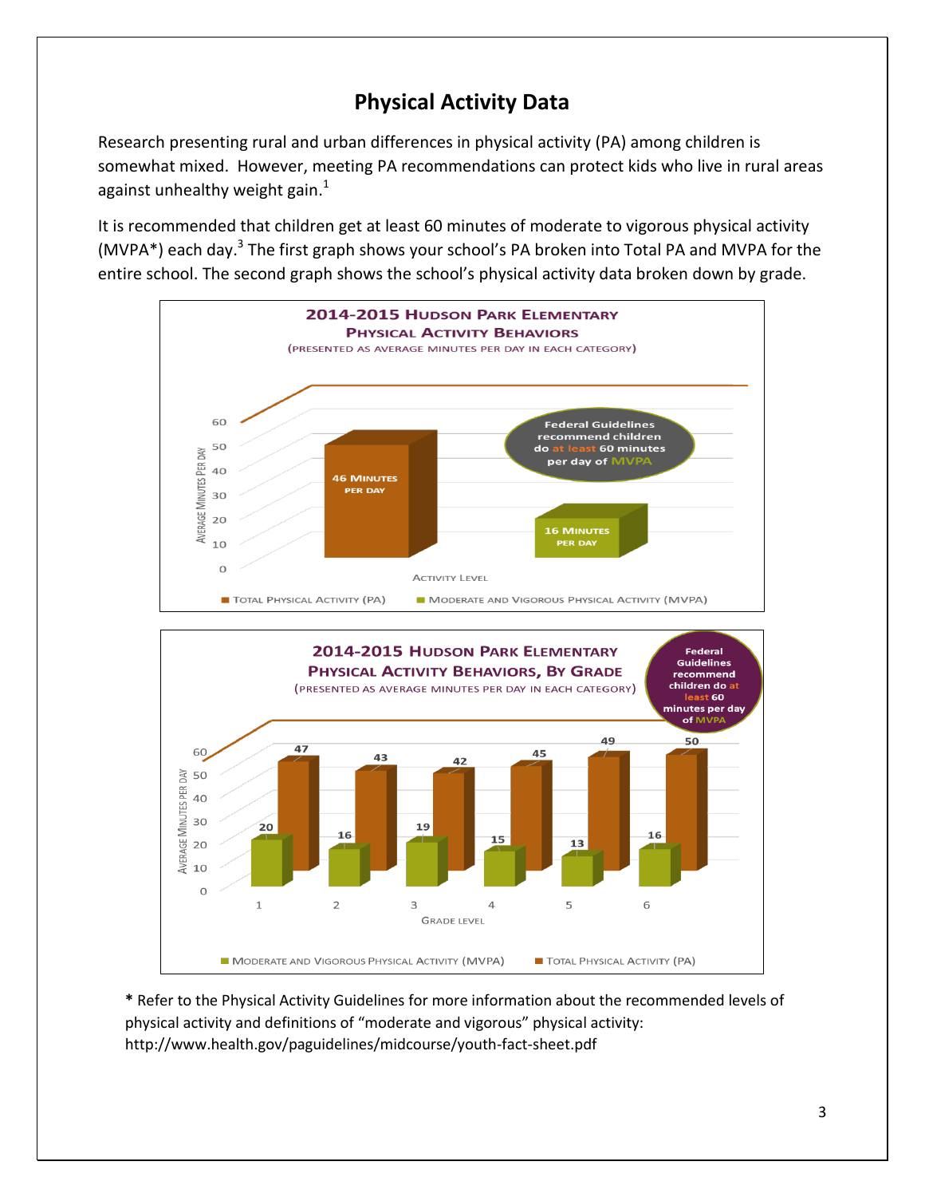# Physical Activity Data

Research presenting rural and urban differences in physical activity (PA) among children is somewhat mixed. However, meeting PA recommendations can protect kids who live in rural areas against unhealthy weight gain.[1]

It is recommended that children get at least 60 minutes of moderate to vigorous physical activity (MVPA*) each day.[3] The first graph shows your school's PA broken into Total PA and MVPA for the entire school. The second graph shows the school's physical activity data broken down by grade.

**2014-2015 Hudson Park Elementary Physical Activity Behaviors**
(Presented as average minutes per day in each category)

| Activity Level | Average Minutes Per Day |
|---|---|
| Total Physical Activity (PA) | 46 Minutes per day |
| Moderate and Vigorous Physical Activity (MVPA) | 16 Minutes per day |

Federal Guidelines recommend children do at least 60 minutes per day of MVPA

**2014-2015 Hudson Park Elementary Physical Activity Behaviors, By Grade**
(Presented as average minutes per day in each category)

| Grade Level | Moderate and Vigorous Physical Activity (MVPA) | Total Physical Activity (PA) |
|---|---|---|
| 1 | 20 | 47 |
| 2 | 16 | 43 |
| 3 | 19 | 42 |
| 4 | 15 | 45 |
| 5 | 13 | 49 |
| 6 | 16 | 50 |

Federal Guidelines recommend children do at least 60 minutes per day of MVPA

* Refer to the Physical Activity Guidelines for more information about the recommended levels of physical activity and definitions of "moderate and vigorous" physical activity: http://www.health.gov/paguidelines/midcourse/youth-fact-sheet.pdf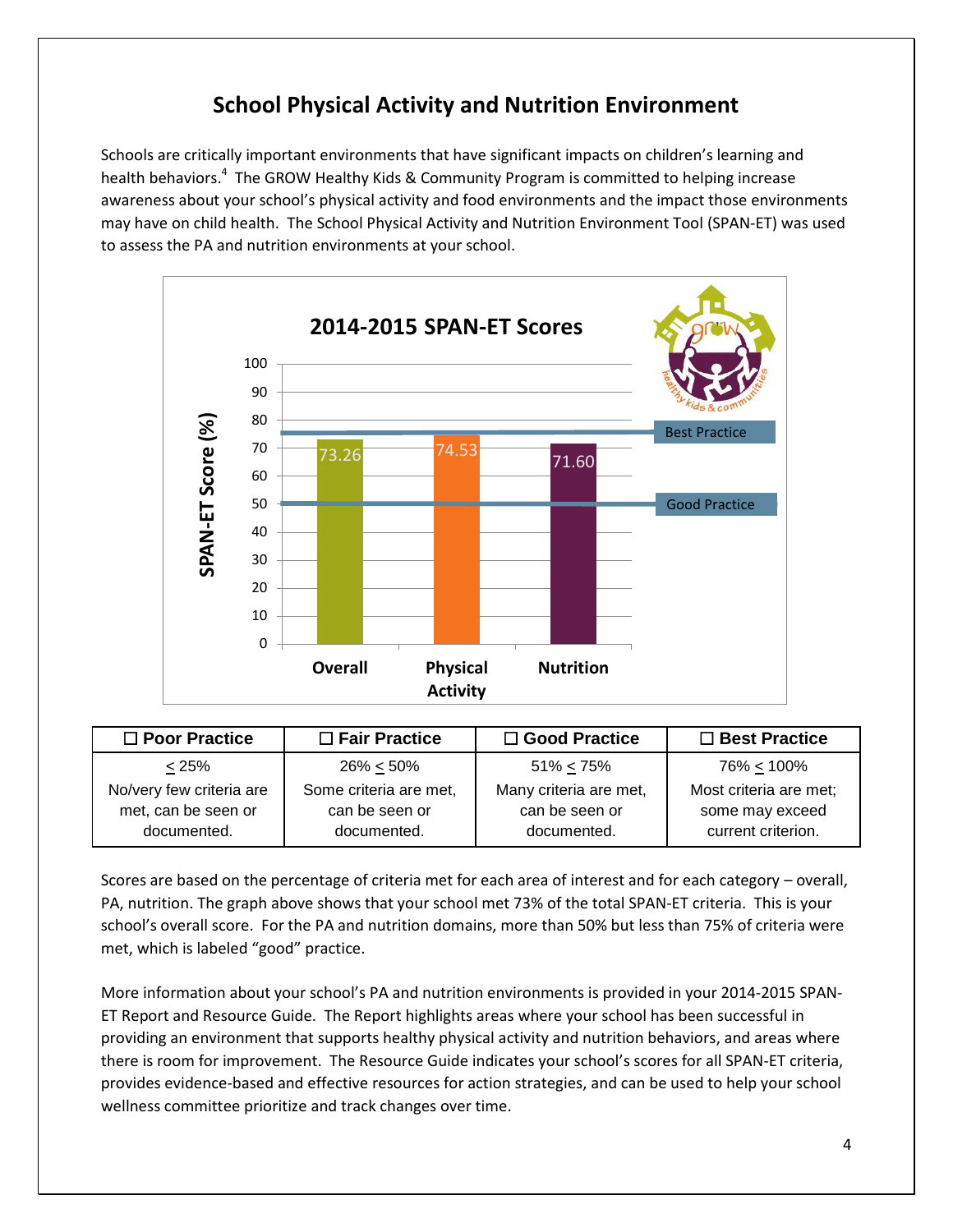## School Physical Activity and Nutrition Environment

Schools are critically important environments that have significant impacts on children's learning and health behaviors.[4] The GROW Healthy Kids & Community Program is committed to helping increase awareness about your school's physical activity and food environments and the impact those environments may have on child health. The School Physical Activity and Nutrition Environment Tool (SPAN-ET) was used to assess the PA and nutrition environments at your school.

**2014-2015 SPAN-ET Scores**

| Category | SPAN-ET Score (%) |
|---|---|
| Overall | 73.26 |
| Physical Activity | 74.53 |
| Nutrition | 71.60 |

Reference lines: Best Practice, Good Practice

| ☐ Poor Practice | ☐ Fair Practice | ☐ Good Practice | ☐ Best Practice |
|---|---|---|---|
| $\leq$ 25% | 26% $\leq$ 50% | 51% $\leq$ 75% | 76% $\leq$ 100% |
| No/very few criteria are met, can be seen or documented. | Some criteria are met, can be seen or documented. | Many criteria are met, can be seen or documented. | Most criteria are met; some may exceed current criterion. |

Scores are based on the percentage of criteria met for each area of interest and for each category – overall, PA, nutrition. The graph above shows that your school met 73% of the total SPAN-ET criteria. This is your school's overall score. For the PA and nutrition domains, more than 50% but less than 75% of criteria were met, which is labeled "good" practice.

More information about your school's PA and nutrition environments is provided in your 2014-2015 SPAN-ET Report and Resource Guide. The Report highlights areas where your school has been successful in providing an environment that supports healthy physical activity and nutrition behaviors, and areas where there is room for improvement. The Resource Guide indicates your school's scores for all SPAN-ET criteria, provides evidence-based and effective resources for action strategies, and can be used to help your school wellness committee prioritize and track changes over time.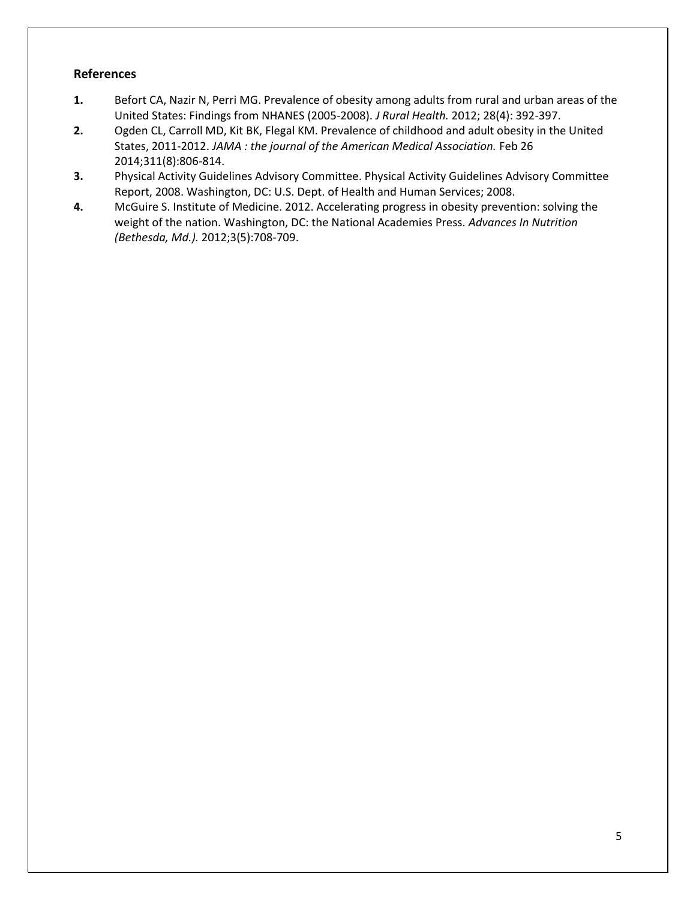## References

1. Befort CA, Nazir N, Perri MG. Prevalence of obesity among adults from rural and urban areas of the United States: Findings from NHANES (2005-2008). *J Rural Health.* 2012; 28(4): 392-397.
2. Ogden CL, Carroll MD, Kit BK, Flegal KM. Prevalence of childhood and adult obesity in the United States, 2011-2012. *JAMA : the journal of the American Medical Association.* Feb 26 2014;311(8):806-814.
3. Physical Activity Guidelines Advisory Committee. Physical Activity Guidelines Advisory Committee Report, 2008. Washington, DC: U.S. Dept. of Health and Human Services; 2008.
4. McGuire S. Institute of Medicine. 2012. Accelerating progress in obesity prevention: solving the weight of the nation. Washington, DC: the National Academies Press. *Advances In Nutrition (Bethesda, Md.).* 2012;3(5):708-709.